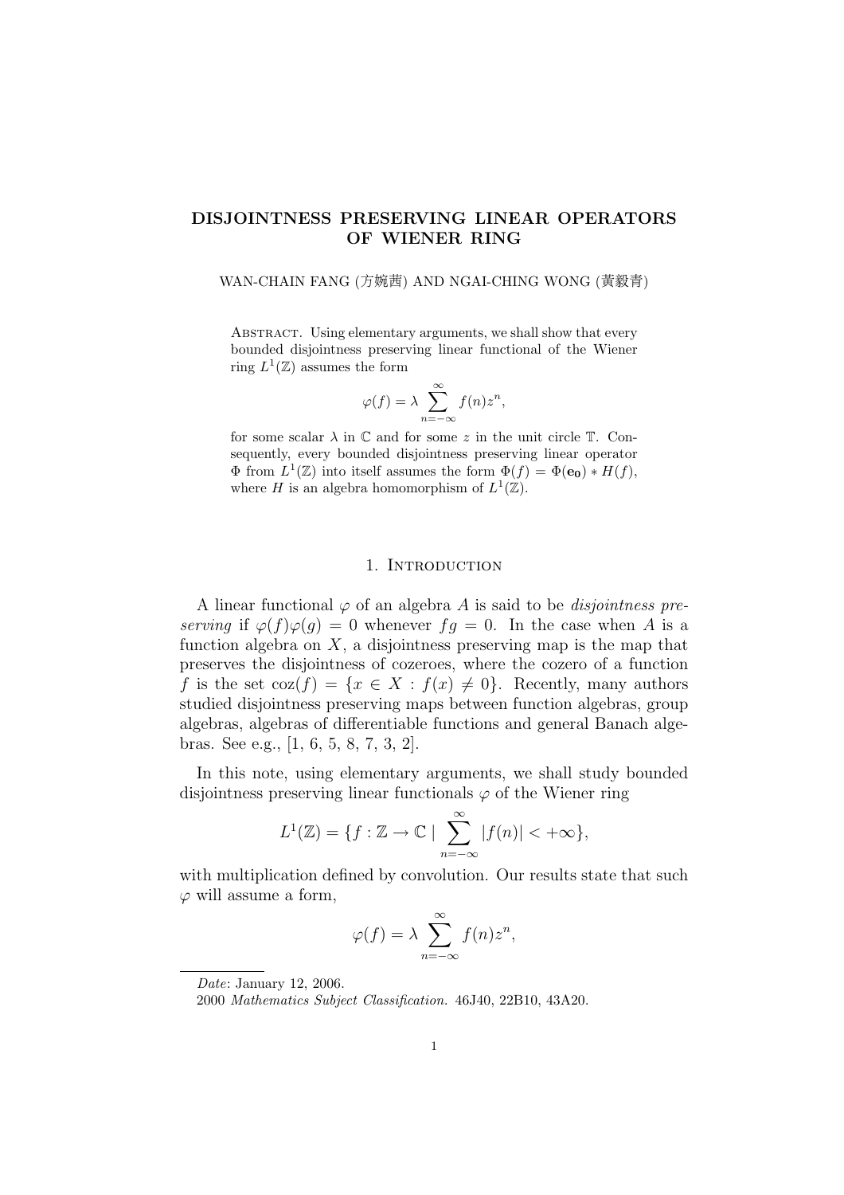# DISJOINTNESS PRESERVING LINEAR OPERATORS OF WIENER RING

WAN-CHAIN FANG (方婉茜) AND NGAI-CHING WONG (黃毅青)

Abstract. Using elementary arguments, we shall show that every bounded disjointness preserving linear functional of the Wiener ring $L^1(\mathbb{Z})$ assumes the form

$$\varphi(f) = \lambda \sum_{n=-\infty}^{\infty} f(n) z^n,$$

for some scalar $\lambda$ in $\mathbb{C}$ and for some $z$ in the unit circle $\mathbb{T}$. Consequently, every bounded disjointness preserving linear operator $\Phi$ from $L^1(\mathbb{Z})$ into itself assumes the form $\Phi(f) = \Phi(\mathbf{e_0}) * H(f)$, where $H$ is an algebra homomorphism of $L^1(\mathbb{Z})$.

## 1. Introduction

A linear functional $\varphi$ of an algebra $A$ is said to be *disjointness preserving* if $\varphi(f)\varphi(g) = 0$ whenever $fg = 0$. In the case when $A$ is a function algebra on $X$, a disjointness preserving map is the map that preserves the disjointness of cozeroes, where the cozero of a function $f$ is the set $\operatorname{coz}(f) = \{x \in X : f(x) \neq 0\}$. Recently, many authors studied disjointness preserving maps between function algebras, group algebras, algebras of differentiable functions and general Banach algebras. See e.g., [1, 6, 5, 8, 7, 3, 2].

In this note, using elementary arguments, we shall study bounded disjointness preserving linear functionals $\varphi$ of the Wiener ring

$$L^1(\mathbb{Z}) = \{f : \mathbb{Z} \to \mathbb{C} \mid \sum_{n=-\infty}^{\infty} |f(n)| < +\infty\},$$

with multiplication defined by convolution. Our results state that such $\varphi$ will assume a form,

$$\varphi(f) = \lambda \sum_{n=-\infty}^{\infty} f(n) z^n,$$

---

*Date*: January 12, 2006.

2000 *Mathematics Subject Classification.* 46J40, 22B10, 43A20.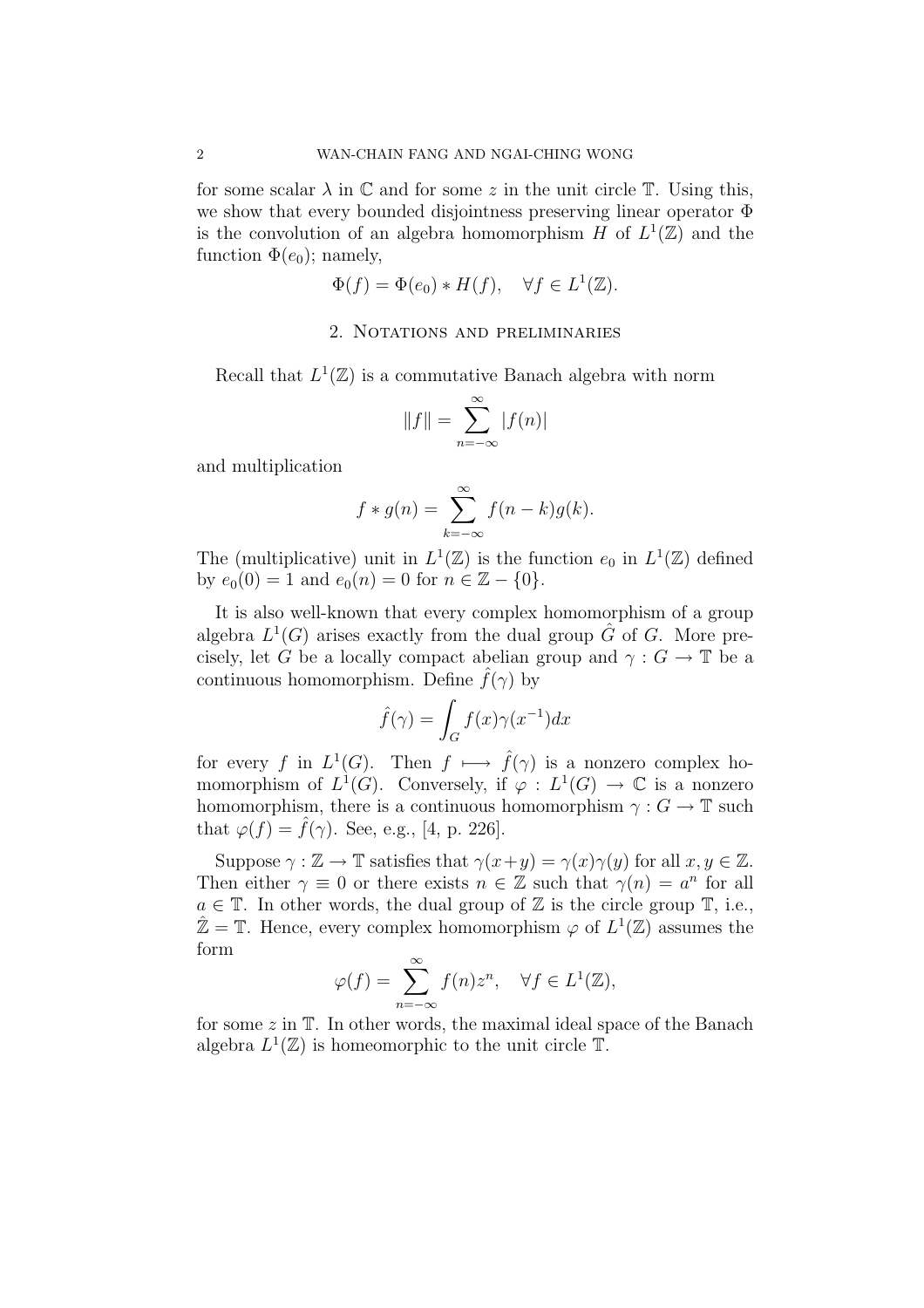for some scalar $\lambda$ in $\mathbb{C}$ and for some $z$ in the unit circle $\mathbb{T}$. Using this, we show that every bounded disjointness preserving linear operator $\Phi$ is the convolution of an algebra homomorphism $H$ of $L^1(\mathbb{Z})$ and the function $\Phi(e_0)$; namely,

$$\Phi(f) = \Phi(e_0) * H(f), \quad \forall f \in L^1(\mathbb{Z}).$$

## 2. Notations and preliminaries

Recall that $L^1(\mathbb{Z})$ is a commutative Banach algebra with norm

$$\|f\| = \sum_{n=-\infty}^{\infty} |f(n)|$$

and multiplication

$$f * g(n) = \sum_{k=-\infty}^{\infty} f(n-k)g(k).$$

The (multiplicative) unit in $L^1(\mathbb{Z})$ is the function $e_0$ in $L^1(\mathbb{Z})$ defined by $e_0(0) = 1$ and $e_0(n) = 0$ for $n \in \mathbb{Z} - \{0\}$.

It is also well-known that every complex homomorphism of a group algebra $L^1(G)$ arises exactly from the dual group $\hat{G}$ of $G$. More precisely, let $G$ be a locally compact abelian group and $\gamma : G \to \mathbb{T}$ be a continuous homomorphism. Define $\hat{f}(\gamma)$ by

$$\hat{f}(\gamma) = \int_G f(x)\gamma(x^{-1})dx$$

for every $f$ in $L^1(G)$. Then $f \longmapsto \hat{f}(\gamma)$ is a nonzero complex homomorphism of $L^1(G)$. Conversely, if $\varphi : L^1(G) \to \mathbb{C}$ is a nonzero homomorphism, there is a continuous homomorphism $\gamma : G \to \mathbb{T}$ such that $\varphi(f) = \hat{f}(\gamma)$. See, e.g., [4, p. 226].

Suppose $\gamma : \mathbb{Z} \to \mathbb{T}$ satisfies that $\gamma(x+y) = \gamma(x)\gamma(y)$ for all $x, y \in \mathbb{Z}$. Then either $\gamma \equiv 0$ or there exists $n \in \mathbb{Z}$ such that $\gamma(n) = a^n$ for all $a \in \mathbb{T}$. In other words, the dual group of $\mathbb{Z}$ is the circle group $\mathbb{T}$, i.e., $\hat{\mathbb{Z}} = \mathbb{T}$. Hence, every complex homomorphism $\varphi$ of $L^1(\mathbb{Z})$ assumes the form

$$\varphi(f) = \sum_{n=-\infty}^{\infty} f(n)z^n, \quad \forall f \in L^1(\mathbb{Z}),$$

for some $z$ in $\mathbb{T}$. In other words, the maximal ideal space of the Banach algebra $L^1(\mathbb{Z})$ is homeomorphic to the unit circle $\mathbb{T}$.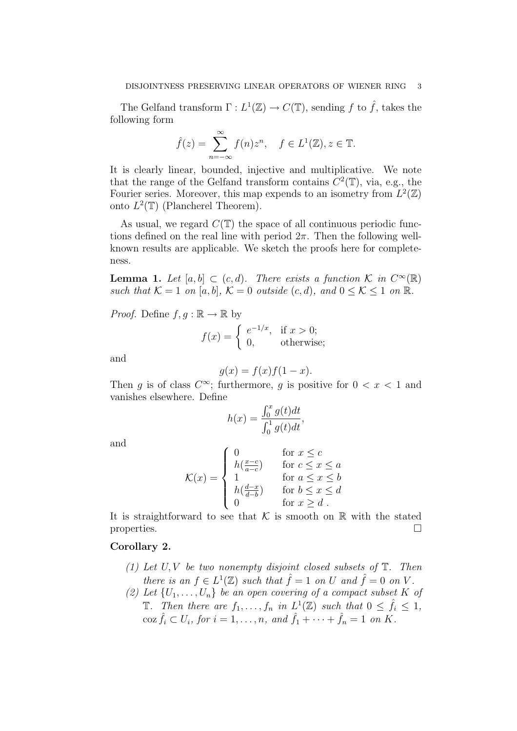The Gelfand transform $\Gamma : L^1(\mathbb{Z}) \to C(\mathbb{T})$, sending $f$ to $\hat{f}$, takes the following form

$$\hat{f}(z) = \sum_{n=-\infty}^{\infty} f(n)z^n, \quad f \in L^1(\mathbb{Z}), z \in \mathbb{T}.$$

It is clearly linear, bounded, injective and multiplicative. We note that the range of the Gelfand transform contains $C^2(\mathbb{T})$, via, e.g., the Fourier series. Moreover, this map expends to an isometry from $L^2(\mathbb{Z})$ onto $L^2(\mathbb{T})$ (Plancherel Theorem).

As usual, we regard $C(\mathbb{T})$ the space of all continuous periodic functions defined on the real line with period $2\pi$. Then the following well-known results are applicable. We sketch the proofs here for completeness.

**Lemma 1.** *Let $[a, b] \subset (c, d)$. There exists a function $\mathcal{K}$ in $C^\infty(\mathbb{R})$ such that $\mathcal{K} = 1$ on $[a, b]$, $\mathcal{K} = 0$ outside $(c, d)$, and $0 \leq \mathcal{K} \leq 1$ on $\mathbb{R}$.*

*Proof.* Define $f, g : \mathbb{R} \to \mathbb{R}$ by

$$f(x) = \begin{cases} e^{-1/x}, & \text{if } x > 0; \\ 0, & \text{otherwise;} \end{cases}$$

and

$$g(x) = f(x)f(1-x).$$

Then $g$ is of class $C^\infty$; furthermore, $g$ is positive for $0 < x < 1$ and vanishes elsewhere. Define

$$h(x) = \frac{\int_0^x g(t)dt}{\int_0^1 g(t)dt},$$

and

$$\mathcal{K}(x) = \begin{cases} 0 & \text{for } x \leq c \\ h(\frac{x-c}{a-c}) & \text{for } c \leq x \leq a \\ 1 & \text{for } a \leq x \leq b \\ h(\frac{d-x}{d-b}) & \text{for } b \leq x \leq d \\ 0 & \text{for } x \geq d\ . \end{cases}$$

It is straightforward to see that $\mathcal{K}$ is smooth on $\mathbb{R}$ with the stated properties. $\square$

**Corollary 2.**

1. *Let $U, V$ be two nonempty disjoint closed subsets of $\mathbb{T}$. Then there is an $f \in L^1(\mathbb{Z})$ such that $\hat{f} = 1$ on $U$ and $\hat{f} = 0$ on $V$.*
2. *Let $\{U_1, \ldots, U_n\}$ be an open covering of a compact subset $K$ of $\mathbb{T}$. Then there are $f_1, \ldots, f_n$ in $L^1(\mathbb{Z})$ such that $0 \leq \hat{f}_i \leq 1$, $\operatorname{coz} \hat{f}_i \subset U_i$, for $i = 1, \ldots, n$, and $\hat{f}_1 + \cdots + \hat{f}_n = 1$ on $K$.*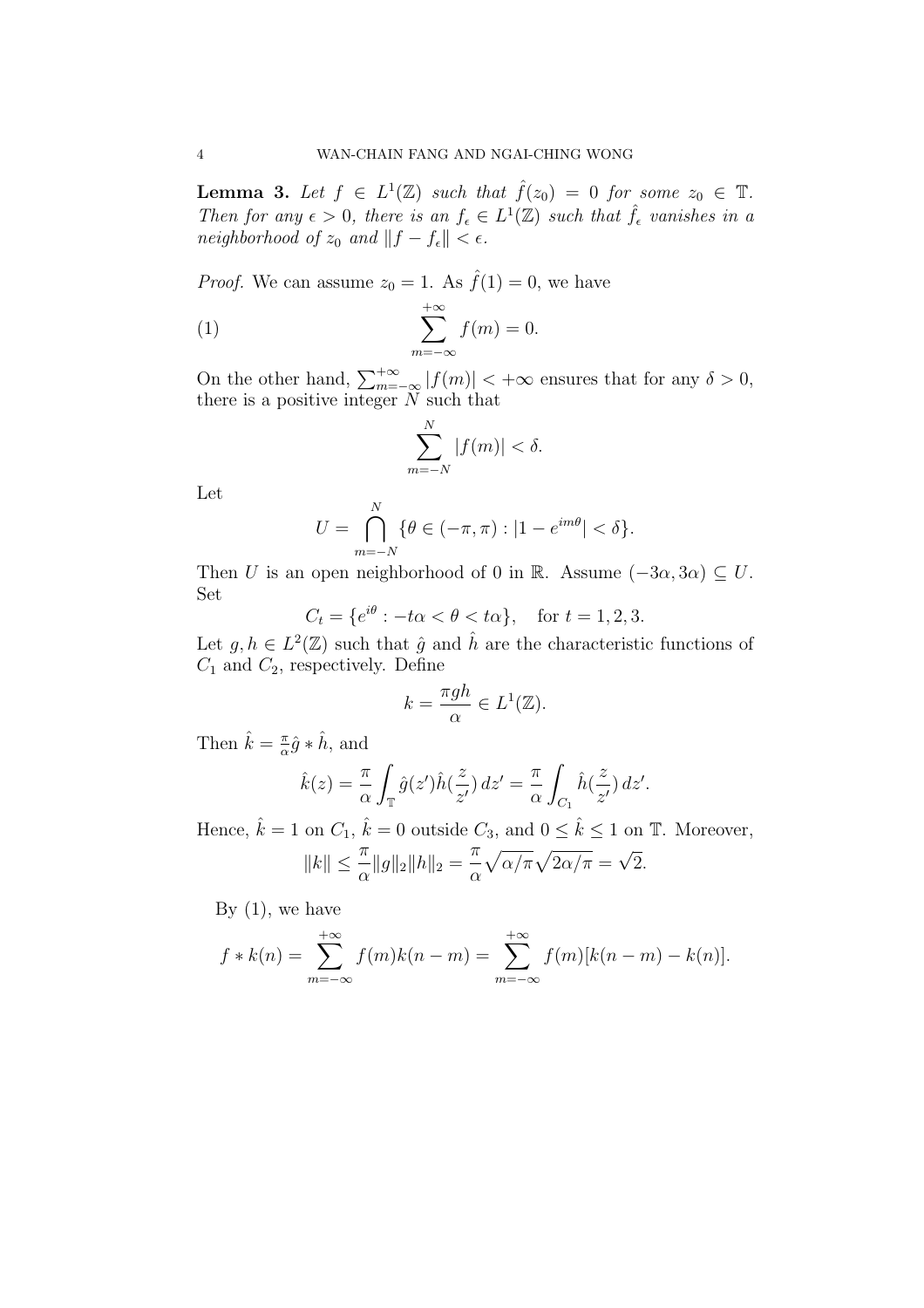**Lemma 3.** *Let $f \in L^1(\mathbb{Z})$ such that $\hat{f}(z_0) = 0$ for some $z_0 \in \mathbb{T}$. Then for any $\epsilon > 0$, there is an $f_\epsilon \in L^1(\mathbb{Z})$ such that $\hat{f}_\epsilon$ vanishes in a neighborhood of $z_0$ and $\|f - f_\epsilon\| < \epsilon$.*

*Proof.* We can assume $z_0 = 1$. As $\hat{f}(1) = 0$, we have

$$\sum_{m=-\infty}^{+\infty} f(m) = 0. \tag{1}$$

On the other hand, $\sum_{m=-\infty}^{+\infty} |f(m)| < +\infty$ ensures that for any $\delta > 0$, there is a positive integer $N$ such that

$$\sum_{m=-N}^{N} |f(m)| < \delta.$$

Let

$$U = \bigcap_{m=-N}^{N} \{\theta \in (-\pi, \pi) : |1 - e^{im\theta}| < \delta\}.$$

Then $U$ is an open neighborhood of 0 in $\mathbb{R}$. Assume $(-3\alpha, 3\alpha) \subseteq U$. Set

$$C_t = \{e^{i\theta} : -t\alpha < \theta < t\alpha\}, \quad \text{for } t = 1, 2, 3.$$

Let $g, h \in L^2(\mathbb{Z})$ such that $\hat{g}$ and $\hat{h}$ are the characteristic functions of $C_1$ and $C_2$, respectively. Define

$$k = \frac{\pi g h}{\alpha} \in L^1(\mathbb{Z}).$$

Then $\hat{k} = \frac{\pi}{\alpha} \hat{g} * \hat{h}$, and

$$\hat{k}(z) = \frac{\pi}{\alpha} \int_{\mathbb{T}} \hat{g}(z') \hat{h}(\frac{z}{z'})\, dz' = \frac{\pi}{\alpha} \int_{C_1} \hat{h}(\frac{z}{z'})\, dz'.$$

Hence, $\hat{k} = 1$ on $C_1$, $\hat{k} = 0$ outside $C_3$, and $0 \leq \hat{k} \leq 1$ on $\mathbb{T}$. Moreover,

$$\|k\| \leq \frac{\pi}{\alpha} \|g\|_2 \|h\|_2 = \frac{\pi}{\alpha} \sqrt{\alpha/\pi} \sqrt{2\alpha/\pi} = \sqrt{2}.$$

By (1), we have

$$f * k(n) = \sum_{m=-\infty}^{+\infty} f(m) k(n-m) = \sum_{m=-\infty}^{+\infty} f(m)[k(n-m) - k(n)].$$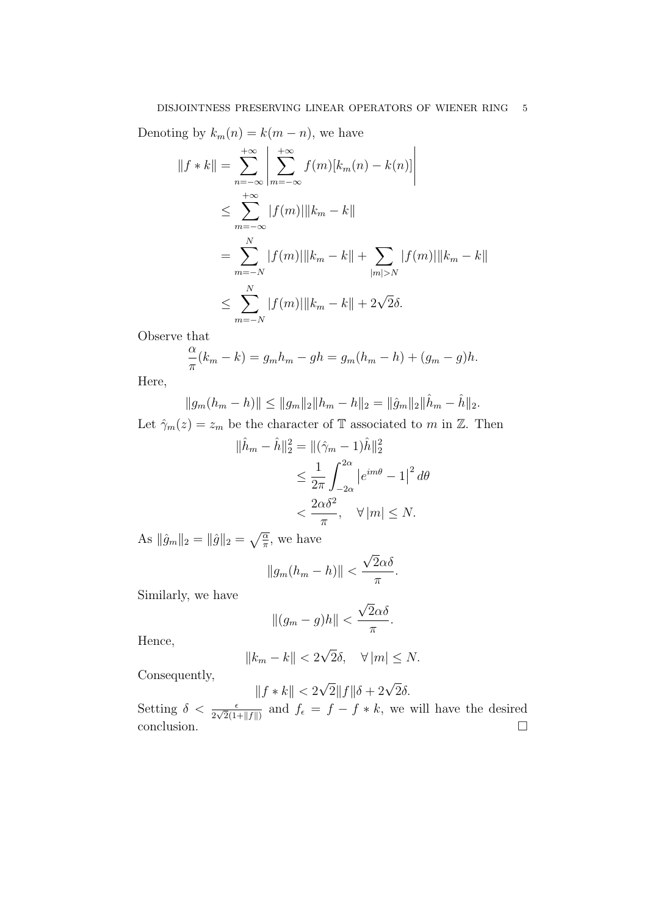Denoting by $k_m(n) = k(m - n)$, we have

$$
\begin{aligned}
\|f * k\| &= \sum_{n=-\infty}^{+\infty} \left| \sum_{m=-\infty}^{+\infty} f(m)[k_m(n) - k(n)] \right| \\
&\leq \sum_{m=-\infty}^{+\infty} |f(m)| \|k_m - k\| \\
&= \sum_{m=-N}^{N} |f(m)| \|k_m - k\| + \sum_{|m|>N} |f(m)| \|k_m - k\| \\
&\leq \sum_{m=-N}^{N} |f(m)| \|k_m - k\| + 2\sqrt{2}\delta.
\end{aligned}
$$

Observe that

$$
\frac{\alpha}{\pi}(k_m - k) = g_m h_m - gh = g_m(h_m - h) + (g_m - g)h.
$$

Here,

$$
\|g_m(h_m - h)\| \leq \|g_m\|_2 \|h_m - h\|_2 = \|\hat{g}_m\|_2 \|\hat{h}_m - \hat{h}\|_2.
$$

Let $\hat{\gamma}_m(z) = z_m$ be the character of $\mathbb{T}$ associated to $m$ in $\mathbb{Z}$. Then

$$
\begin{aligned}
\|\hat{h}_m - \hat{h}\|_2^2 &= \|(\hat{\gamma}_m - 1)\hat{h}\|_2^2 \\
&\leq \frac{1}{2\pi} \int_{-2\alpha}^{2\alpha} \left| e^{im\theta} - 1 \right|^2 d\theta \\
&< \frac{2\alpha\delta^2}{\pi}, \quad \forall |m| \leq N.
\end{aligned}
$$

As $\|\hat{g}_m\|_2 = \|\hat{g}\|_2 = \sqrt{\frac{\alpha}{\pi}}$, we have

$$
\|g_m(h_m - h)\| < \frac{\sqrt{2}\alpha\delta}{\pi}.
$$

Similarly, we have

$$
\|(g_m - g)h\| < \frac{\sqrt{2}\alpha\delta}{\pi}.
$$

Hence,

$$
\|k_m - k\| < 2\sqrt{2}\delta, \quad \forall |m| \leq N.
$$

Consequently,

$$
\|f * k\| < 2\sqrt{2}\|f\|\delta + 2\sqrt{2}\delta.
$$

Setting $\delta < \frac{\epsilon}{2\sqrt{2}(1+\|f\|)}$ and $f_\epsilon = f - f * k$, we will have the desired conclusion. $\square$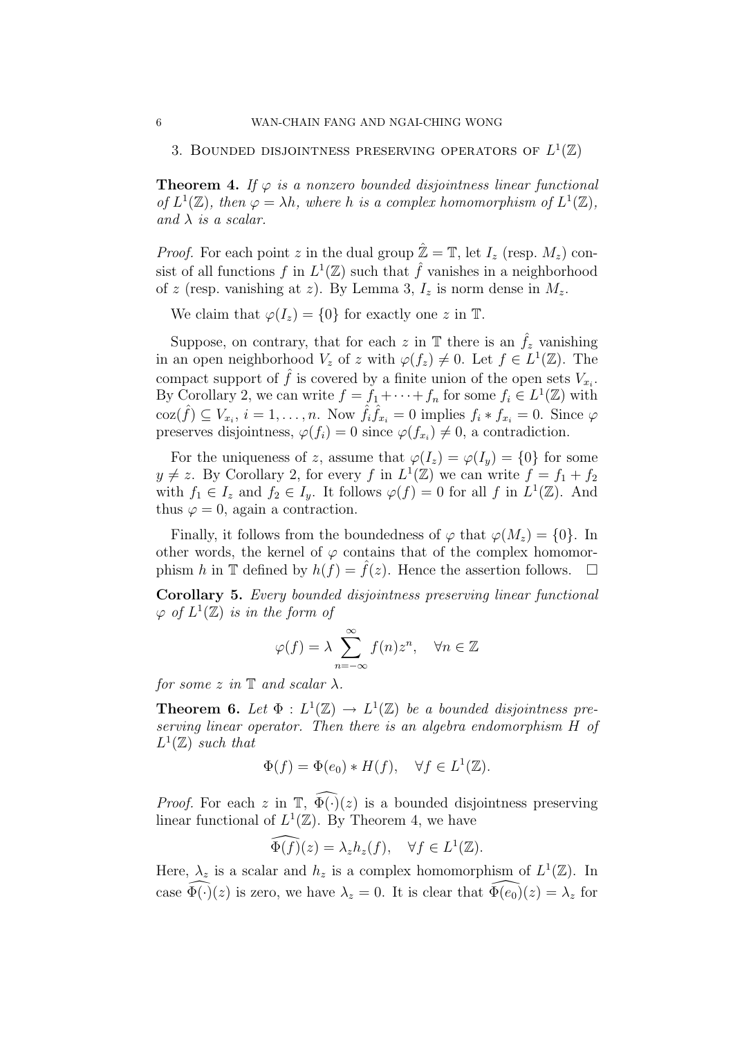## 3. Bounded disjointness preserving operators of $L^1(\mathbb{Z})$

**Theorem 4.** *If $\varphi$ is a nonzero bounded disjointness linear functional of $L^1(\mathbb{Z})$, then $\varphi = \lambda h$, where $h$ is a complex homomorphism of $L^1(\mathbb{Z})$, and $\lambda$ is a scalar.*

*Proof.* For each point $z$ in the dual group $\hat{\mathbb{Z}} = \mathbb{T}$, let $I_z$ (resp. $M_z$) consist of all functions $f$ in $L^1(\mathbb{Z})$ such that $\hat{f}$ vanishes in a neighborhood of $z$ (resp. vanishing at $z$). By Lemma 3, $I_z$ is norm dense in $M_z$.

We claim that $\varphi(I_z) = \{0\}$ for exactly one $z$ in $\mathbb{T}$.

Suppose, on contrary, that for each $z$ in $\mathbb{T}$ there is an $\hat{f}_z$ vanishing in an open neighborhood $V_z$ of $z$ with $\varphi(f_z) \neq 0$. Let $f \in L^1(\mathbb{Z})$. The compact support of $\hat{f}$ is covered by a finite union of the open sets $V_{x_i}$. By Corollary 2, we can write $f = f_1 + \cdots + f_n$ for some $f_i \in L^1(\mathbb{Z})$ with $\operatorname{coz}(\hat{f}) \subseteq V_{x_i}$, $i = 1, \ldots, n$. Now $\hat{f}_i \hat{f}_{x_i} = 0$ implies $f_i * f_{x_i} = 0$. Since $\varphi$ preserves disjointness, $\varphi(f_i) = 0$ since $\varphi(f_{x_i}) \neq 0$, a contradiction.

For the uniqueness of $z$, assume that $\varphi(I_z) = \varphi(I_y) = \{0\}$ for some $y \neq z$. By Corollary 2, for every $f$ in $L^1(\mathbb{Z})$ we can write $f = f_1 + f_2$ with $f_1 \in I_z$ and $f_2 \in I_y$. It follows $\varphi(f) = 0$ for all $f$ in $L^1(\mathbb{Z})$. And thus $\varphi = 0$, again a contraction.

Finally, it follows from the boundedness of $\varphi$ that $\varphi(M_z) = \{0\}$. In other words, the kernel of $\varphi$ contains that of the complex homomorphism $h$ in $\mathbb{T}$ defined by $h(f) = \hat{f}(z)$. Hence the assertion follows. $\square$

**Corollary 5.** *Every bounded disjointness preserving linear functional $\varphi$ of $L^1(\mathbb{Z})$ is in the form of*

$$\varphi(f) = \lambda \sum_{n=-\infty}^{\infty} f(n) z^n, \quad \forall n \in \mathbb{Z}$$

*for some $z$ in $\mathbb{T}$ and scalar $\lambda$.*

**Theorem 6.** *Let $\Phi : L^1(\mathbb{Z}) \to L^1(\mathbb{Z})$ be a bounded disjointness preserving linear operator. Then there is an algebra endomorphism $H$ of $L^1(\mathbb{Z})$ such that*

$$\Phi(f) = \Phi(e_0) * H(f), \quad \forall f \in L^1(\mathbb{Z}).$$

*Proof.* For each $z$ in $\mathbb{T}$, $\widehat{\Phi(\cdot)}(z)$ is a bounded disjointness preserving linear functional of $L^1(\mathbb{Z})$. By Theorem 4, we have

$$\widehat{\Phi(f)}(z) = \lambda_z h_z(f), \quad \forall f \in L^1(\mathbb{Z}).$$

Here, $\lambda_z$ is a scalar and $h_z$ is a complex homomorphism of $L^1(\mathbb{Z})$. In case $\widehat{\Phi(\cdot)}(z)$ is zero, we have $\lambda_z = 0$. It is clear that $\widehat{\Phi(e_0)}(z) = \lambda_z$ for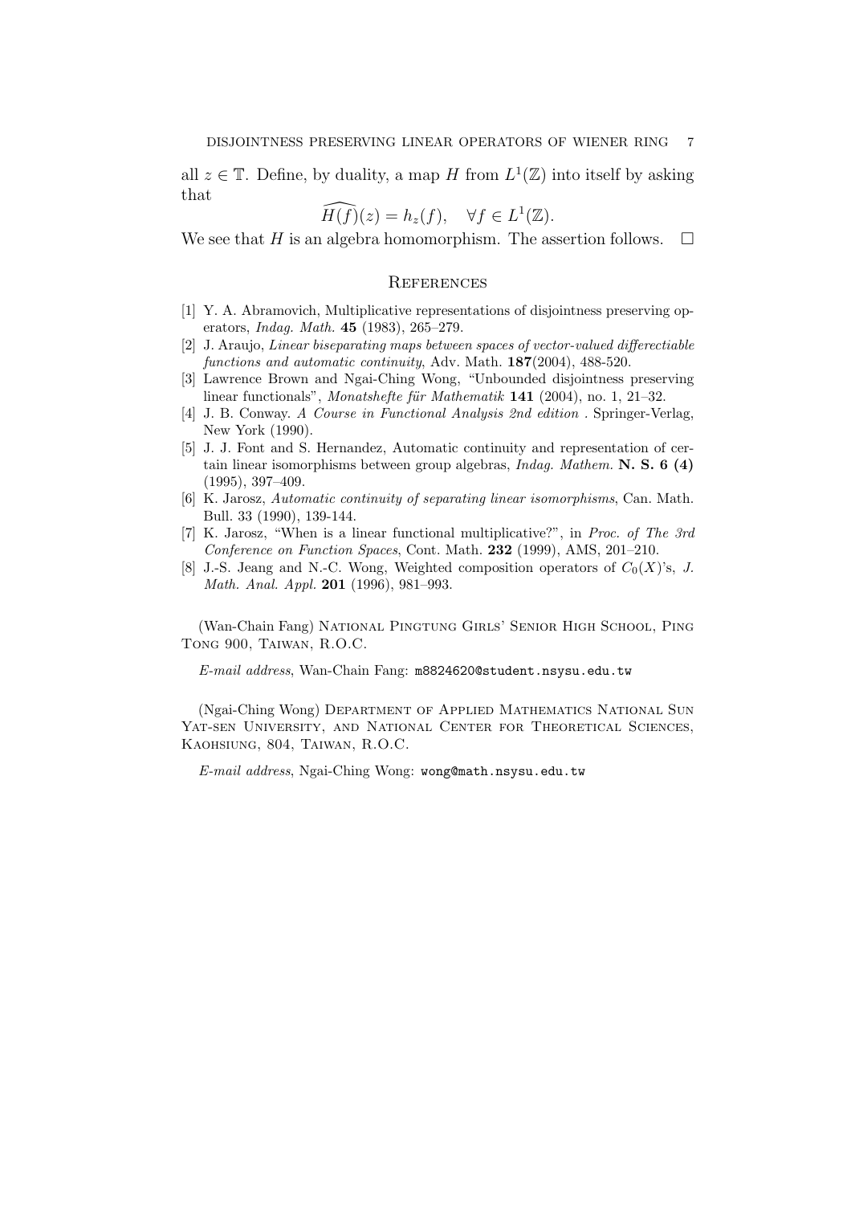all $z \in \mathbb{T}$. Define, by duality, a map $H$ from $L^1(\mathbb{Z})$ into itself by asking that

$$\widehat{H(f)}(z) = h_z(f), \quad \forall f \in L^1(\mathbb{Z}).$$

We see that $H$ is an algebra homomorphism. The assertion follows. □

## References

[1] Y. A. Abramovich, Multiplicative representations of disjointness preserving operators, *Indag. Math.* **45** (1983), 265–279.

[2] J. Araujo, *Linear biseparating maps between spaces of vector-valued differectiable functions and automatic continuity*, Adv. Math. **187**(2004), 488-520.

[3] Lawrence Brown and Ngai-Ching Wong, "Unbounded disjointness preserving linear functionals", *Monatshefte für Mathematik* **141** (2004), no. 1, 21–32.

[4] J. B. Conway. *A Course in Functional Analysis 2nd edition* . Springer-Verlag, New York (1990).

[5] J. J. Font and S. Hernandez, Automatic continuity and representation of certain linear isomorphisms between group algebras, *Indag. Mathem.* **N. S. 6 (4)** (1995), 397–409.

[6] K. Jarosz, *Automatic continuity of separating linear isomorphisms*, Can. Math. Bull. 33 (1990), 139-144.

[7] K. Jarosz, "When is a linear functional multiplicative?", in *Proc. of The 3rd Conference on Function Spaces*, Cont. Math. **232** (1999), AMS, 201–210.

[8] J.-S. Jeang and N.-C. Wong, Weighted composition operators of $C_0(X)$'s, *J. Math. Anal. Appl.* **201** (1996), 981–993.

(Wan-Chain Fang) National Pingtung Girls' Senior High School, Ping Tong 900, Taiwan, R.O.C.

*E-mail address*, Wan-Chain Fang: `m8824620@student.nsysu.edu.tw`

(Ngai-Ching Wong) Department of Applied Mathematics National Sun Yat-sen University, and National Center for Theoretical Sciences, Kaohsiung, 804, Taiwan, R.O.C.

*E-mail address*, Ngai-Ching Wong: `wong@math.nsysu.edu.tw`